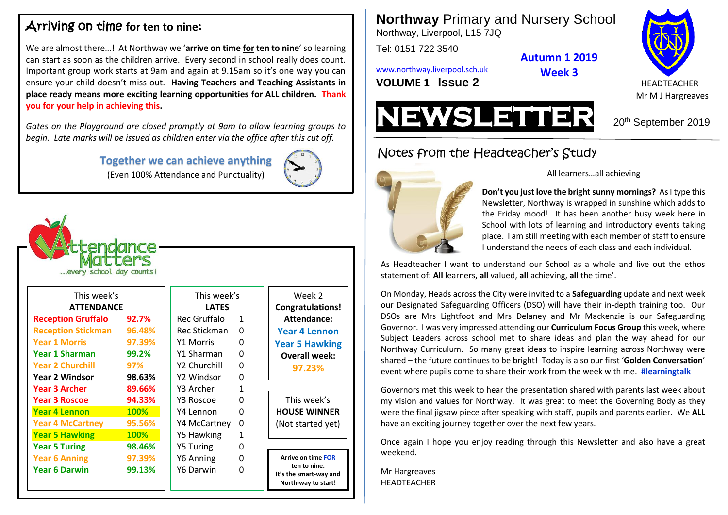# Northway Primary and Nursery School

Northway, Liverpool, L15 7JQ

Tel: 0151 722 3540

www.northway.liverpool.sch.uk

**VOLUME 1 Issue 2**

**Autumn 1 2019**
**Week 3**

HEADTEACHER
Mr M J Hargreaves

# NEWSLETTER

20th September 2019

## Notes from the Headteacher's Study

All learners…all achieving

**Don't you just love the bright sunny mornings?** As I type this Newsletter, Northway is wrapped in sunshine which adds to the Friday mood! It has been another busy week here in School with lots of learning and introductory events taking place. I am still meeting with each member of staff to ensure I understand the needs of each class and each individual.

As Headteacher I want to understand our School as a whole and live out the ethos statement of: **All** learners, **all** valued, **all** achieving, **all** the time'.

On Monday, Heads across the City were invited to a **Safeguarding** update and next week our Designated Safeguarding Officers (DSO) will have their in-depth training too. Our DSOs are Mrs Lightfoot and Mrs Delaney and Mr Mackenzie is our Safeguarding Governor. I was very impressed attending our **Curriculum Focus Group** this week, where Subject Leaders across school met to share ideas and plan the way ahead for our Northway Curriculum. So many great ideas to inspire learning across Northway were shared – the future continues to be bright! Today is also our first '**Golden Conversation**' event where pupils come to share their work from the week with me. **#learningtalk**

Governors met this week to hear the presentation shared with parents last week about my vision and values for Northway. It was great to meet the Governing Body as they were the final jigsaw piece after speaking with staff, pupils and parents earlier. We **ALL** have an exciting journey together over the next few years.

Once again I hope you enjoy reading through this Newsletter and also have a great weekend.

Mr Hargreaves
HEADTEACHER

## Arriving on time for ten to nine:

We are almost there…! At Northway we '**arrive on time for ten to nine**' so learning can start as soon as the children arrive. Every second in school really does count. Important group work starts at 9am and again at 9.15am so it's one way you can ensure your child doesn't miss out. **Having Teachers and Teaching Assistants in place ready means more exciting learning opportunities for ALL children. Thank you for your help in achieving this.**

*Gates on the Playground are closed promptly at 9am to allow learning groups to begin. Late marks will be issued as children enter via the office after this cut off.*

**Together we can achieve anything**
(Even 100% Attendance and Punctuality)

## Attendance Matters
…every school day counts!

| This week's ATTENDANCE | | This week's LATES | |
|---|---|---|---|
| Reception Gruffalo | 92.7% | Rec Gruffalo | 1 |
| Reception Stickman | 96.48% | Rec Stickman | 0 |
| Year 1 Morris | 97.39% | Y1 Morris | 0 |
| Year 1 Sharman | 99.2% | Y1 Sharman | 0 |
| Year 2 Churchill | 97% | Y2 Churchill | 0 |
| Year 2 Windsor | 98.63% | Y2 Windsor | 0 |
| Year 3 Archer | 89.66% | Y3 Archer | 1 |
| Year 3 Roscoe | 94.33% | Y3 Roscoe | 0 |
| Year 4 Lennon | 100% | Y4 Lennon | 0 |
| Year 4 McCartney | 95.56% | Y4 McCartney | 0 |
| Year 5 Hawking | 100% | Y5 Hawking | 1 |
| Year 5 Turing | 98.46% | Y5 Turing | 0 |
| Year 6 Anning | 97.39% | Y6 Anning | 0 |
| Year 6 Darwin | 99.13% | Y6 Darwin | 0 |

Week 2
**Congratulations!**
**Attendance:**
**Year 4 Lennon**
**Year 5 Hawking**
**Overall week:**
**97.23%**

This week's
**HOUSE WINNER**
(Not started yet)

**Arrive on time FOR ten to nine.**
**It's the smart-way and North-way to start!**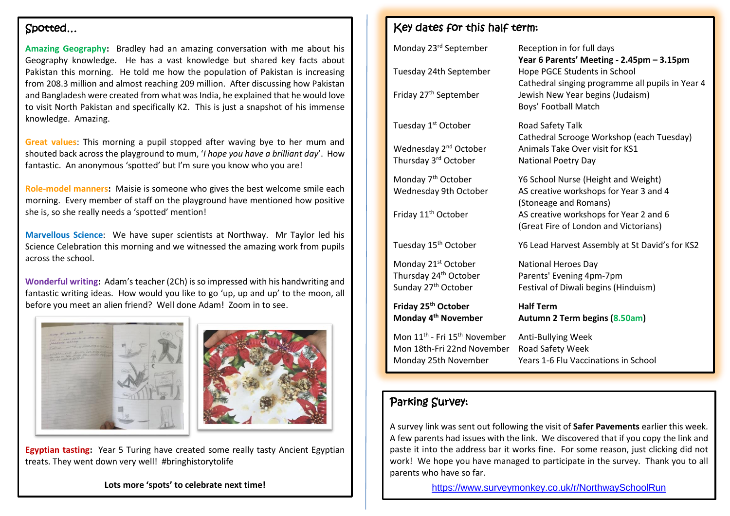## Spotted...

**Amazing Geography:** Bradley had an amazing conversation with me about his Geography knowledge. He has a vast knowledge but shared key facts about Pakistan this morning. He told me how the population of Pakistan is increasing from 208.3 million and almost reaching 209 million. After discussing how Pakistan and Bangladesh were created from what was India, he explained that he would love to visit North Pakistan and specifically K2. This is just a snapshot of his immense knowledge. Amazing.

**Great values**: This morning a pupil stopped after waving bye to her mum and shouted back across the playground to mum, '*I hope you have a brilliant day*'. How fantastic. An anonymous 'spotted' but I'm sure you know who you are!

**Role-model manners:** Maisie is someone who gives the best welcome smile each morning. Every member of staff on the playground have mentioned how positive she is, so she really needs a 'spotted' mention!

**Marvellous Science**: We have super scientists at Northway. Mr Taylor led his Science Celebration this morning and we witnessed the amazing work from pupils across the school.

**Wonderful writing:** Adam's teacher (2Ch) is so impressed with his handwriting and fantastic writing ideas. How would you like to go 'up, up and up' to the moon, all before you meet an alien friend? Well done Adam! Zoom in to see.

**Egyptian tasting:** Year 5 Turing have created some really tasty Ancient Egyptian treats. They went down very well! #bringhistorytolife

**Lots more 'spots' to celebrate next time!**

## Key dates for this half term:

| Date | Event |
|---|---|
| Monday 23rd September | Reception in for full days |
| | **Year 6 Parents' Meeting - 2.45pm – 3.15pm** |
| Tuesday 24th September | Hope PGCE Students in School |
| | Cathedral singing programme all pupils in Year 4 |
| Friday 27th September | Jewish New Year begins (Judaism) |
| | Boys' Football Match |
| Tuesday 1st October | Road Safety Talk |
| | Cathedral Scrooge Workshop (each Tuesday) |
| Wednesday 2nd October | Animals Take Over visit for KS1 |
| Thursday 3rd October | National Poetry Day |
| Monday 7th October | Y6 School Nurse (Height and Weight) |
| Wednesday 9th October | AS creative workshops for Year 3 and 4 (Stoneage and Romans) |
| Friday 11th October | AS creative workshops for Year 2 and 6 (Great Fire of London and Victorians) |
| Tuesday 15th October | Y6 Lead Harvest Assembly at St David's for KS2 |
| Monday 21st October | National Heroes Day |
| Thursday 24th October | Parents' Evening 4pm-7pm |
| Sunday 27th October | Festival of Diwali begins (Hinduism) |
| **Friday 25th October** | **Half Term** |
| **Monday 4th November** | **Autumn 2 Term begins (8.50am)** |
| Mon 11th - Fri 15th November | Anti-Bullying Week |
| Mon 18th-Fri 22nd November | Road Safety Week |
| Monday 25th November | Years 1-6 Flu Vaccinations in School |

## Parking Survey:

A survey link was sent out following the visit of **Safer Pavements** earlier this week. A few parents had issues with the link. We discovered that if you copy the link and paste it into the address bar it works fine. For some reason, just clicking did not work! We hope you have managed to participate in the survey. Thank you to all parents who have so far.

https://www.surveymonkey.co.uk/r/NorthwaySchoolRun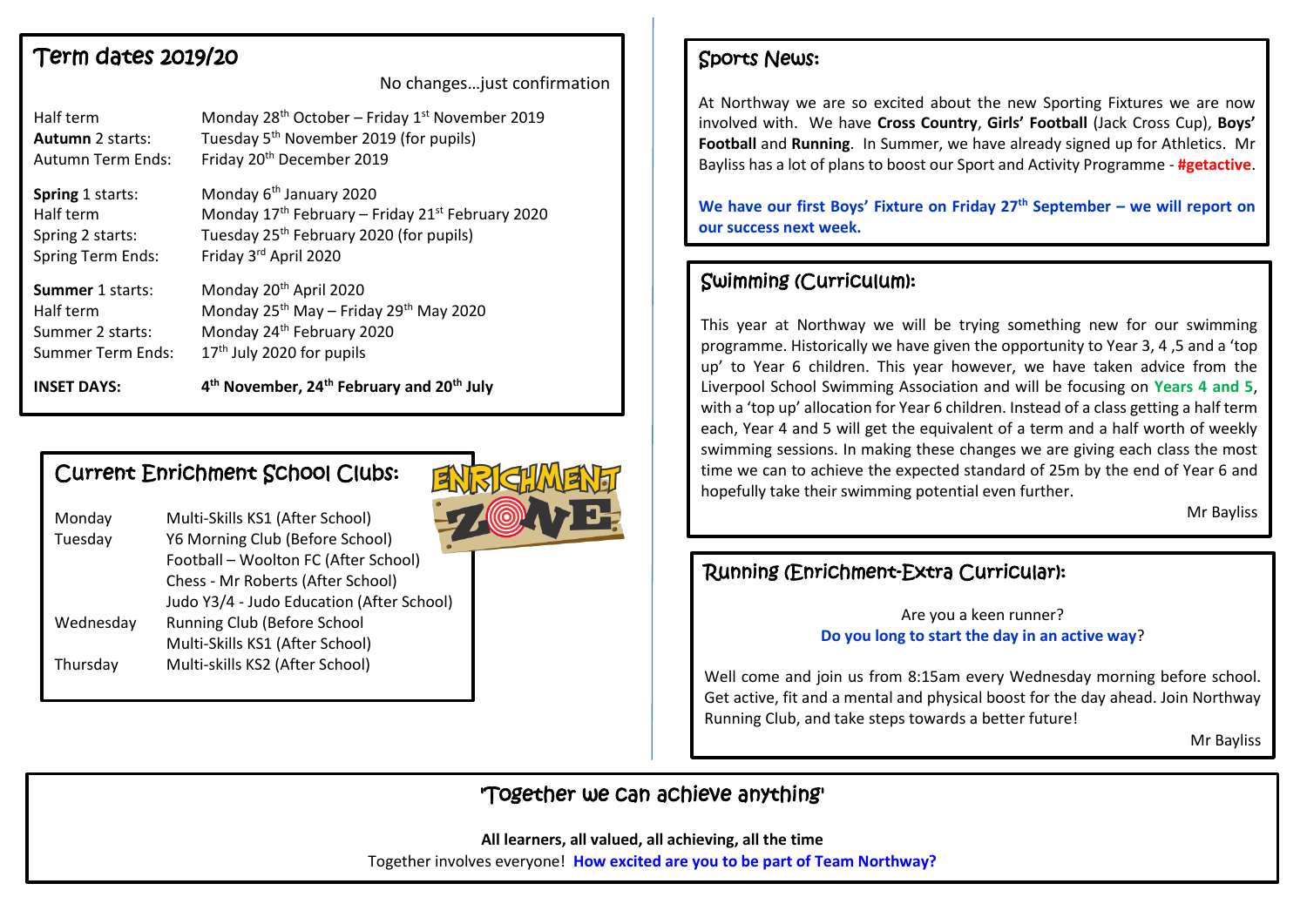## Term dates 2019/20

No changes…just confirmation

| | |
|---|---|
| Half term | Monday 28th October – Friday 1st November 2019 |
| **Autumn** 2 starts: | Tuesday 5th November 2019 (for pupils) |
| Autumn Term Ends: | Friday 20th December 2019 |
| **Spring** 1 starts: | Monday 6th January 2020 |
| Half term | Monday 17th February – Friday 21st February 2020 |
| Spring 2 starts: | Tuesday 25th February 2020 (for pupils) |
| Spring Term Ends: | Friday 3rd April 2020 |
| **Summer** 1 starts: | Monday 20th April 2020 |
| Half term | Monday 25th May – Friday 29th May 2020 |
| Summer 2 starts: | Monday 24th February 2020 |
| Summer Term Ends: | 17th July 2020 for pupils |
| **INSET DAYS:** | **4th November, 24th February and 20th July** |

## Current Enrichment School Clubs:

ENRICHMENT ZONE

| | |
|---|---|
| Monday | Multi-Skills KS1 (After School) |
| Tuesday | Y6 Morning Club (Before School) |
| | Football – Woolton FC (After School) |
| | Chess - Mr Roberts (After School) |
| | Judo Y3/4 - Judo Education (After School) |
| Wednesday | Running Club (Before School |
| | Multi-Skills KS1 (After School) |
| Thursday | Multi-skills KS2 (After School) |

## Sports News:

At Northway we are so excited about the new Sporting Fixtures we are now involved with. We have **Cross Country**, **Girls' Football** (Jack Cross Cup), **Boys' Football** and **Running**. In Summer, we have already signed up for Athletics. Mr Bayliss has a lot of plans to boost our Sport and Activity Programme - **#getactive**.

**We have our first Boys' Fixture on Friday 27th September – we will report on our success next week.**

## Swimming (Curriculum):

This year at Northway we will be trying something new for our swimming programme. Historically we have given the opportunity to Year 3, 4 ,5 and a 'top up' to Year 6 children. This year however, we have taken advice from the Liverpool School Swimming Association and will be focusing on **Years 4 and 5**, with a 'top up' allocation for Year 6 children. Instead of a class getting a half term each, Year 4 and 5 will get the equivalent of a term and a half worth of weekly swimming sessions. In making these changes we are giving each class the most time we can to achieve the expected standard of 25m by the end of Year 6 and hopefully take their swimming potential even further.

Mr Bayliss

## Running (Enrichment-Extra Curricular):

Are you a keen runner?

**Do you long to start the day in an active way**?

Well come and join us from 8:15am every Wednesday morning before school. Get active, fit and a mental and physical boost for the day ahead. Join Northway Running Club, and take steps towards a better future!

Mr Bayliss

## 'Together we can achieve anything'

**All learners, all valued, all achieving, all the time**

Together involves everyone! **How excited are you to be part of Team Northway?**